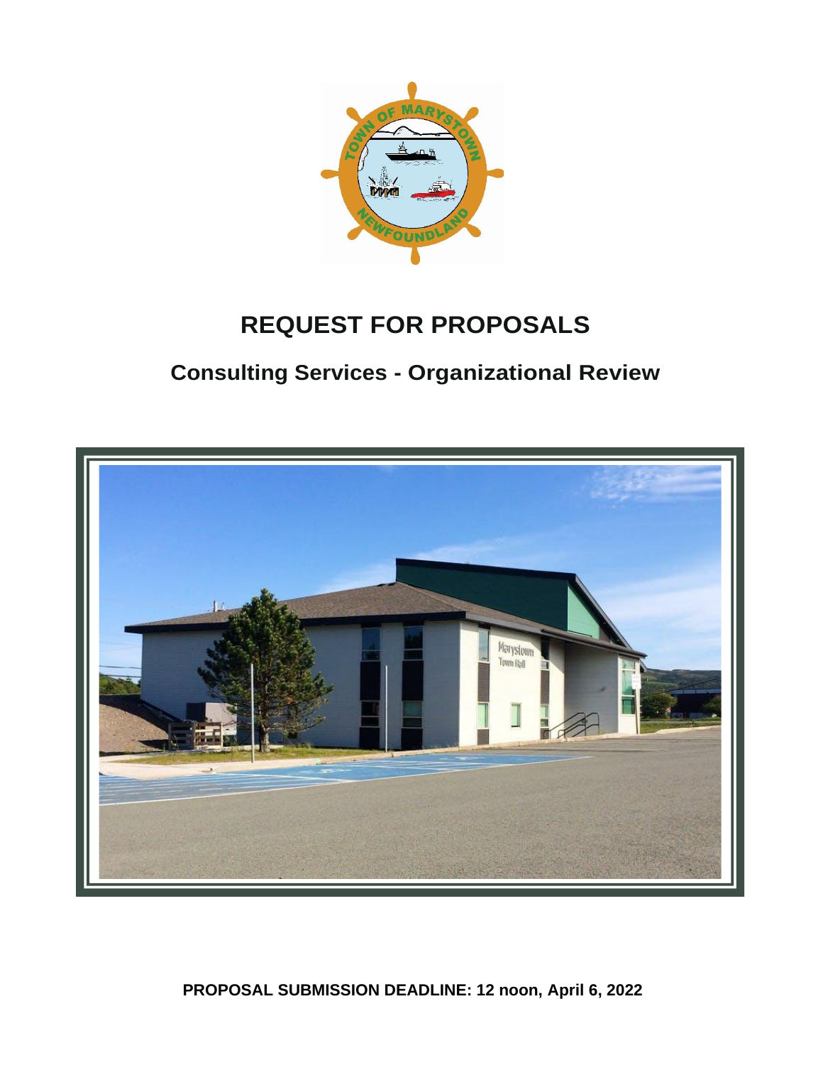# REQUEST FOR PROPOSALS

## Consulting Services - Organizational Review

**PROPOSAL SUBMISSION DEADLINE: 12 noon, April 6, 2022**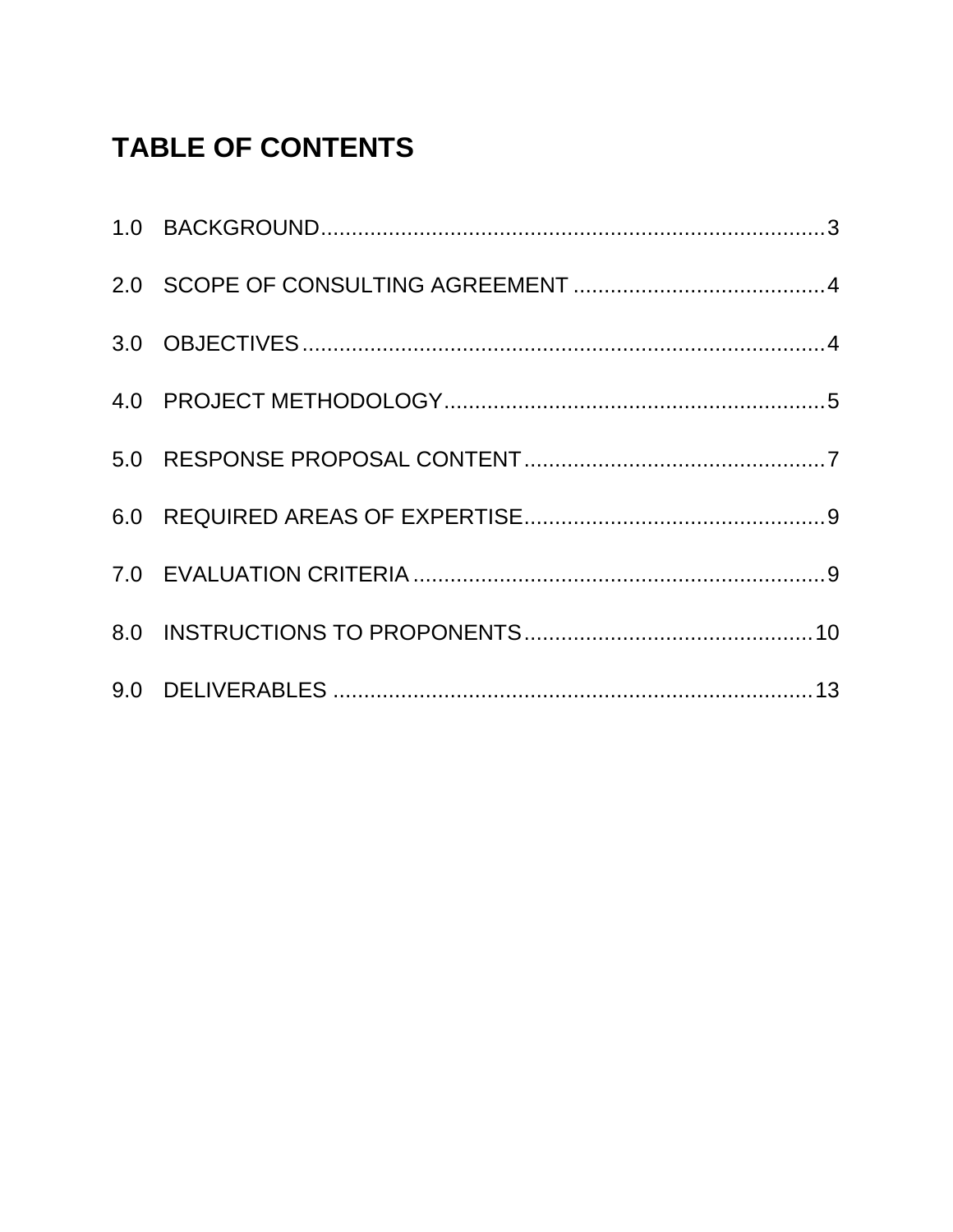# TABLE OF CONTENTS

1.0 BACKGROUND....................................................................................3

2.0 SCOPE OF CONSULTING AGREEMENT ..........................................4

3.0 OBJECTIVES.......................................................................................4

4.0 PROJECT METHODOLOGY..............................................................5

5.0 RESPONSE PROPOSAL CONTENT.................................................7

6.0 REQUIRED AREAS OF EXPERTISE.................................................9

7.0 EVALUATION CRITERIA...................................................................9

8.0 INSTRUCTIONS TO PROPONENTS...............................................10

9.0 DELIVERABLES ...............................................................................13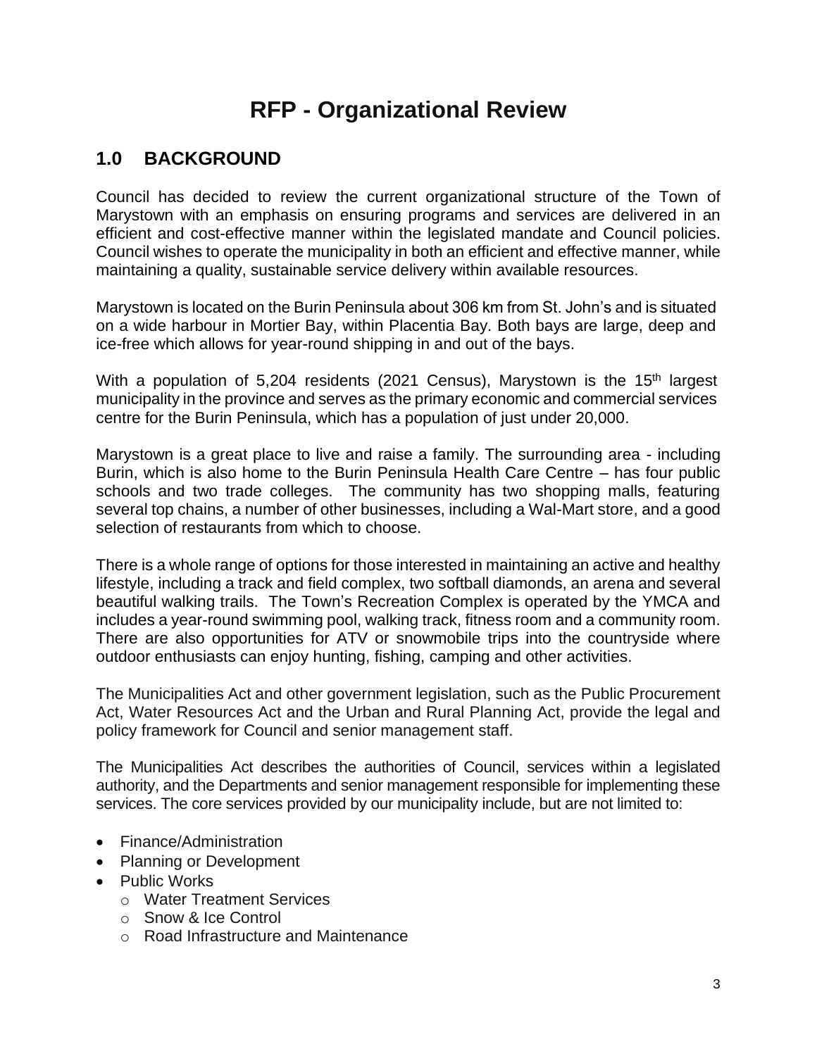# RFP - Organizational Review

## 1.0 BACKGROUND

Council has decided to review the current organizational structure of the Town of Marystown with an emphasis on ensuring programs and services are delivered in an efficient and cost-effective manner within the legislated mandate and Council policies. Council wishes to operate the municipality in both an efficient and effective manner, while maintaining a quality, sustainable service delivery within available resources.

Marystown is located on the Burin Peninsula about 306 km from St. John's and is situated on a wide harbour in Mortier Bay, within Placentia Bay. Both bays are large, deep and ice-free which allows for year-round shipping in and out of the bays.

With a population of 5,204 residents (2021 Census), Marystown is the 15th largest municipality in the province and serves as the primary economic and commercial services centre for the Burin Peninsula, which has a population of just under 20,000.

Marystown is a great place to live and raise a family. The surrounding area - including Burin, which is also home to the Burin Peninsula Health Care Centre – has four public schools and two trade colleges. The community has two shopping malls, featuring several top chains, a number of other businesses, including a Wal-Mart store, and a good selection of restaurants from which to choose.

There is a whole range of options for those interested in maintaining an active and healthy lifestyle, including a track and field complex, two softball diamonds, an arena and several beautiful walking trails. The Town's Recreation Complex is operated by the YMCA and includes a year-round swimming pool, walking track, fitness room and a community room. There are also opportunities for ATV or snowmobile trips into the countryside where outdoor enthusiasts can enjoy hunting, fishing, camping and other activities.

The Municipalities Act and other government legislation, such as the Public Procurement Act, Water Resources Act and the Urban and Rural Planning Act, provide the legal and policy framework for Council and senior management staff.

The Municipalities Act describes the authorities of Council, services within a legislated authority, and the Departments and senior management responsible for implementing these services. The core services provided by our municipality include, but are not limited to:

- Finance/Administration
- Planning or Development
- Public Works
  - Water Treatment Services
  - Snow & Ice Control
  - Road Infrastructure and Maintenance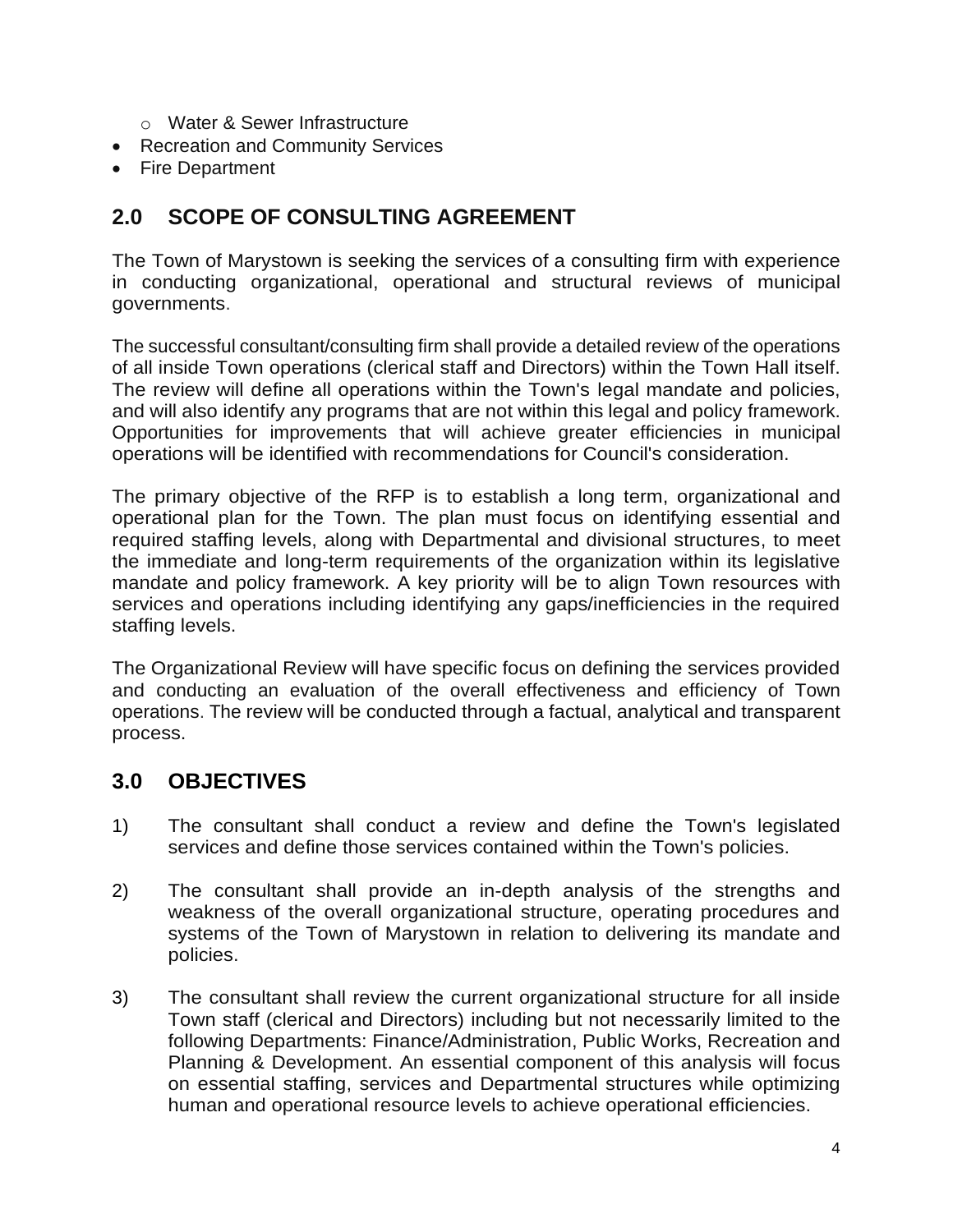- Water & Sewer Infrastructure
- Recreation and Community Services
- Fire Department

## 2.0 SCOPE OF CONSULTING AGREEMENT

The Town of Marystown is seeking the services of a consulting firm with experience in conducting organizational, operational and structural reviews of municipal governments.

The successful consultant/consulting firm shall provide a detailed review of the operations of all inside Town operations (clerical staff and Directors) within the Town Hall itself. The review will define all operations within the Town's legal mandate and policies, and will also identify any programs that are not within this legal and policy framework. Opportunities for improvements that will achieve greater efficiencies in municipal operations will be identified with recommendations for Council's consideration.

The primary objective of the RFP is to establish a long term, organizational and operational plan for the Town. The plan must focus on identifying essential and required staffing levels, along with Departmental and divisional structures, to meet the immediate and long-term requirements of the organization within its legislative mandate and policy framework. A key priority will be to align Town resources with services and operations including identifying any gaps/inefficiencies in the required staffing levels.

The Organizational Review will have specific focus on defining the services provided and conducting an evaluation of the overall effectiveness and efficiency of Town operations. The review will be conducted through a factual, analytical and transparent process.

## 3.0 OBJECTIVES

1) The consultant shall conduct a review and define the Town's legislated services and define those services contained within the Town's policies.

2) The consultant shall provide an in-depth analysis of the strengths and weakness of the overall organizational structure, operating procedures and systems of the Town of Marystown in relation to delivering its mandate and policies.

3) The consultant shall review the current organizational structure for all inside Town staff (clerical and Directors) including but not necessarily limited to the following Departments: Finance/Administration, Public Works, Recreation and Planning & Development. An essential component of this analysis will focus on essential staffing, services and Departmental structures while optimizing human and operational resource levels to achieve operational efficiencies.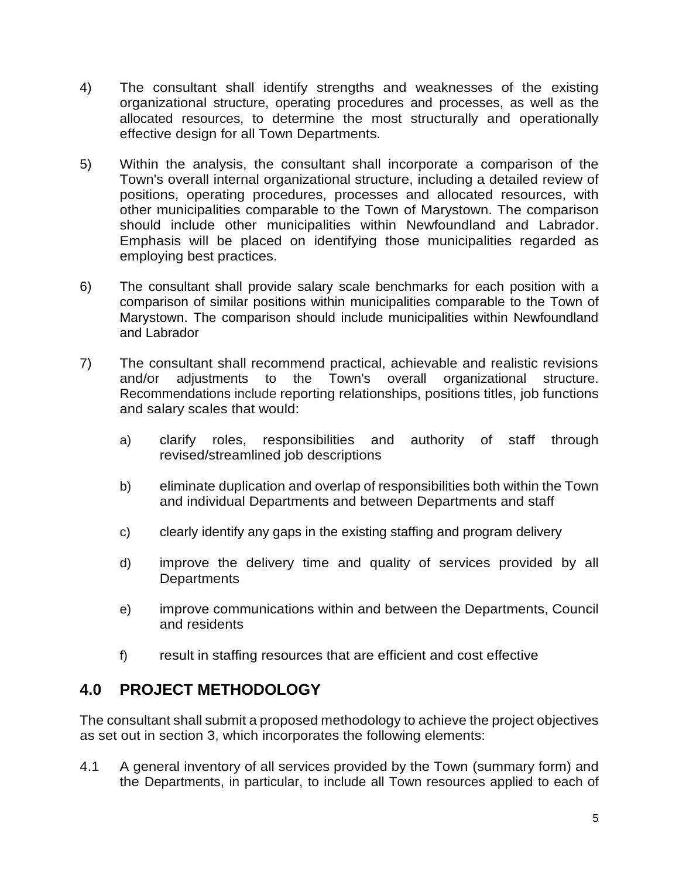4) The consultant shall identify strengths and weaknesses of the existing organizational structure, operating procedures and processes, as well as the allocated resources, to determine the most structurally and operationally effective design for all Town Departments.

5) Within the analysis, the consultant shall incorporate a comparison of the Town's overall internal organizational structure, including a detailed review of positions, operating procedures, processes and allocated resources, with other municipalities comparable to the Town of Marystown. The comparison should include other municipalities within Newfoundland and Labrador. Emphasis will be placed on identifying those municipalities regarded as employing best practices.

6) The consultant shall provide salary scale benchmarks for each position with a comparison of similar positions within municipalities comparable to the Town of Marystown. The comparison should include municipalities within Newfoundland and Labrador

7) The consultant shall recommend practical, achievable and realistic revisions and/or adjustments to the Town's overall organizational structure. Recommendations include reporting relationships, positions titles, job functions and salary scales that would:

   a) clarify roles, responsibilities and authority of staff through revised/streamlined job descriptions

   b) eliminate duplication and overlap of responsibilities both within the Town and individual Departments and between Departments and staff

   c) clearly identify any gaps in the existing staffing and program delivery

   d) improve the delivery time and quality of services provided by all Departments

   e) improve communications within and between the Departments, Council and residents

   f) result in staffing resources that are efficient and cost effective

## 4.0 PROJECT METHODOLOGY

The consultant shall submit a proposed methodology to achieve the project objectives as set out in section 3, which incorporates the following elements:

4.1 A general inventory of all services provided by the Town (summary form) and the Departments, in particular, to include all Town resources applied to each of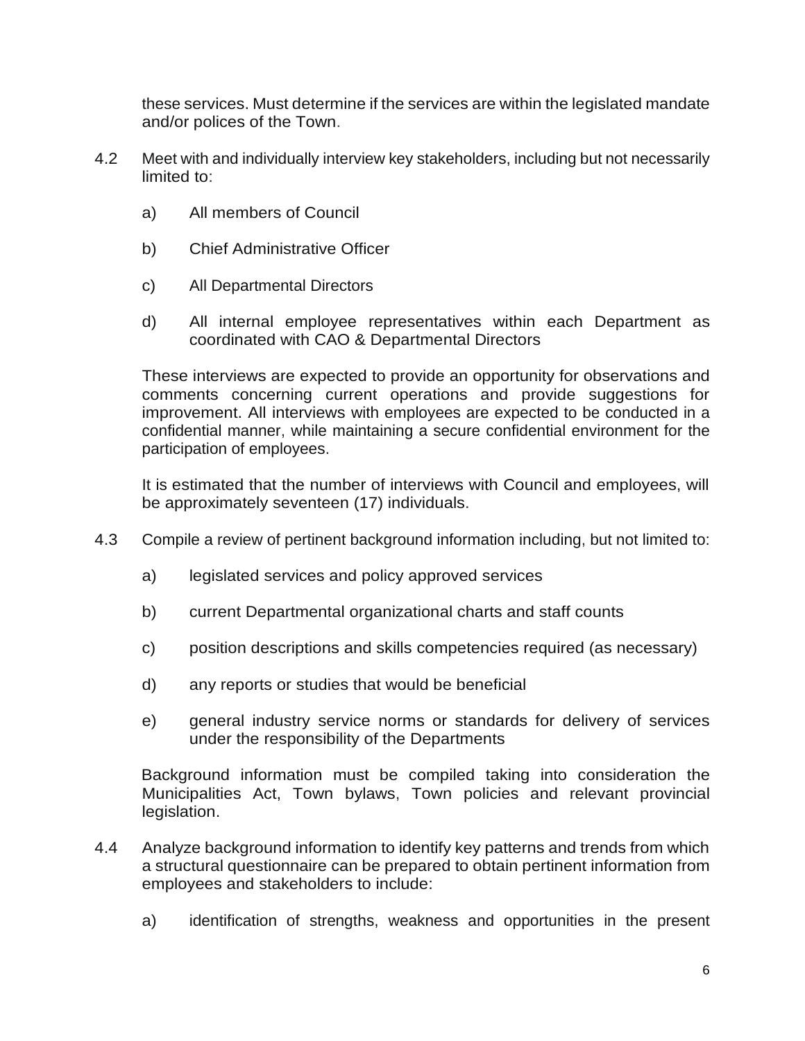these services. Must determine if the services are within the legislated mandate and/or polices of the Town.

4.2 Meet with and individually interview key stakeholders, including but not necessarily limited to:

   a) All members of Council

   b) Chief Administrative Officer

   c) All Departmental Directors

   d) All internal employee representatives within each Department as coordinated with CAO & Departmental Directors

   These interviews are expected to provide an opportunity for observations and comments concerning current operations and provide suggestions for improvement. All interviews with employees are expected to be conducted in a confidential manner, while maintaining a secure confidential environment for the participation of employees.

   It is estimated that the number of interviews with Council and employees, will be approximately seventeen (17) individuals.

4.3 Compile a review of pertinent background information including, but not limited to:

   a) legislated services and policy approved services

   b) current Departmental organizational charts and staff counts

   c) position descriptions and skills competencies required (as necessary)

   d) any reports or studies that would be beneficial

   e) general industry service norms or standards for delivery of services under the responsibility of the Departments

   Background information must be compiled taking into consideration the Municipalities Act, Town bylaws, Town policies and relevant provincial legislation.

4.4 Analyze background information to identify key patterns and trends from which a structural questionnaire can be prepared to obtain pertinent information from employees and stakeholders to include:

   a) identification of strengths, weakness and opportunities in the present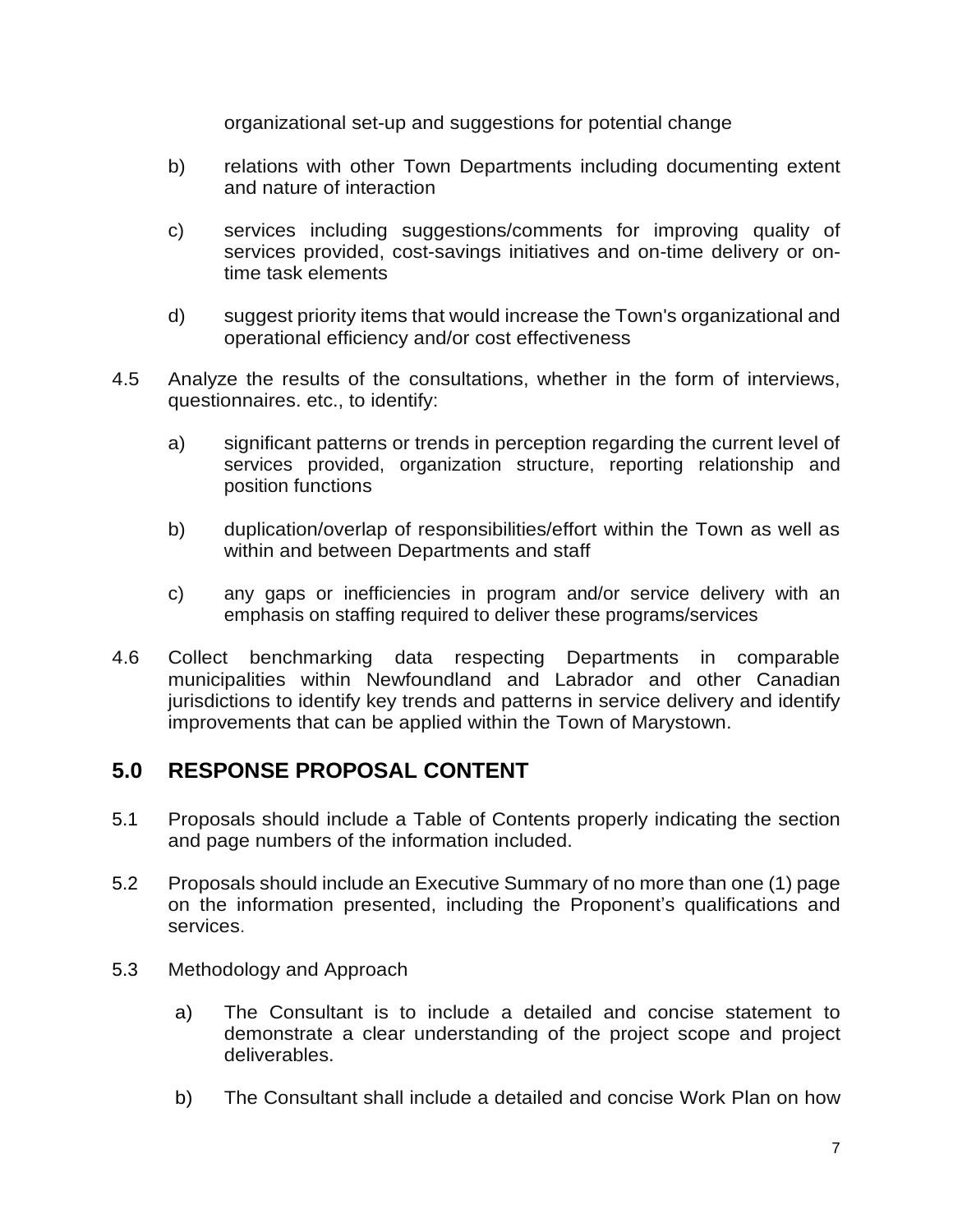organizational set-up and suggestions for potential change

b) relations with other Town Departments including documenting extent and nature of interaction

c) services including suggestions/comments for improving quality of services provided, cost-savings initiatives and on-time delivery or on-time task elements

d) suggest priority items that would increase the Town's organizational and operational efficiency and/or cost effectiveness

4.5 Analyze the results of the consultations, whether in the form of interviews, questionnaires. etc., to identify:

a) significant patterns or trends in perception regarding the current level of services provided, organization structure, reporting relationship and position functions

b) duplication/overlap of responsibilities/effort within the Town as well as within and between Departments and staff

c) any gaps or inefficiencies in program and/or service delivery with an emphasis on staffing required to deliver these programs/services

4.6 Collect benchmarking data respecting Departments in comparable municipalities within Newfoundland and Labrador and other Canadian jurisdictions to identify key trends and patterns in service delivery and identify improvements that can be applied within the Town of Marystown.

## 5.0 RESPONSE PROPOSAL CONTENT

5.1 Proposals should include a Table of Contents properly indicating the section and page numbers of the information included.

5.2 Proposals should include an Executive Summary of no more than one (1) page on the information presented, including the Proponent's qualifications and services.

5.3 Methodology and Approach

a) The Consultant is to include a detailed and concise statement to demonstrate a clear understanding of the project scope and project deliverables.

b) The Consultant shall include a detailed and concise Work Plan on how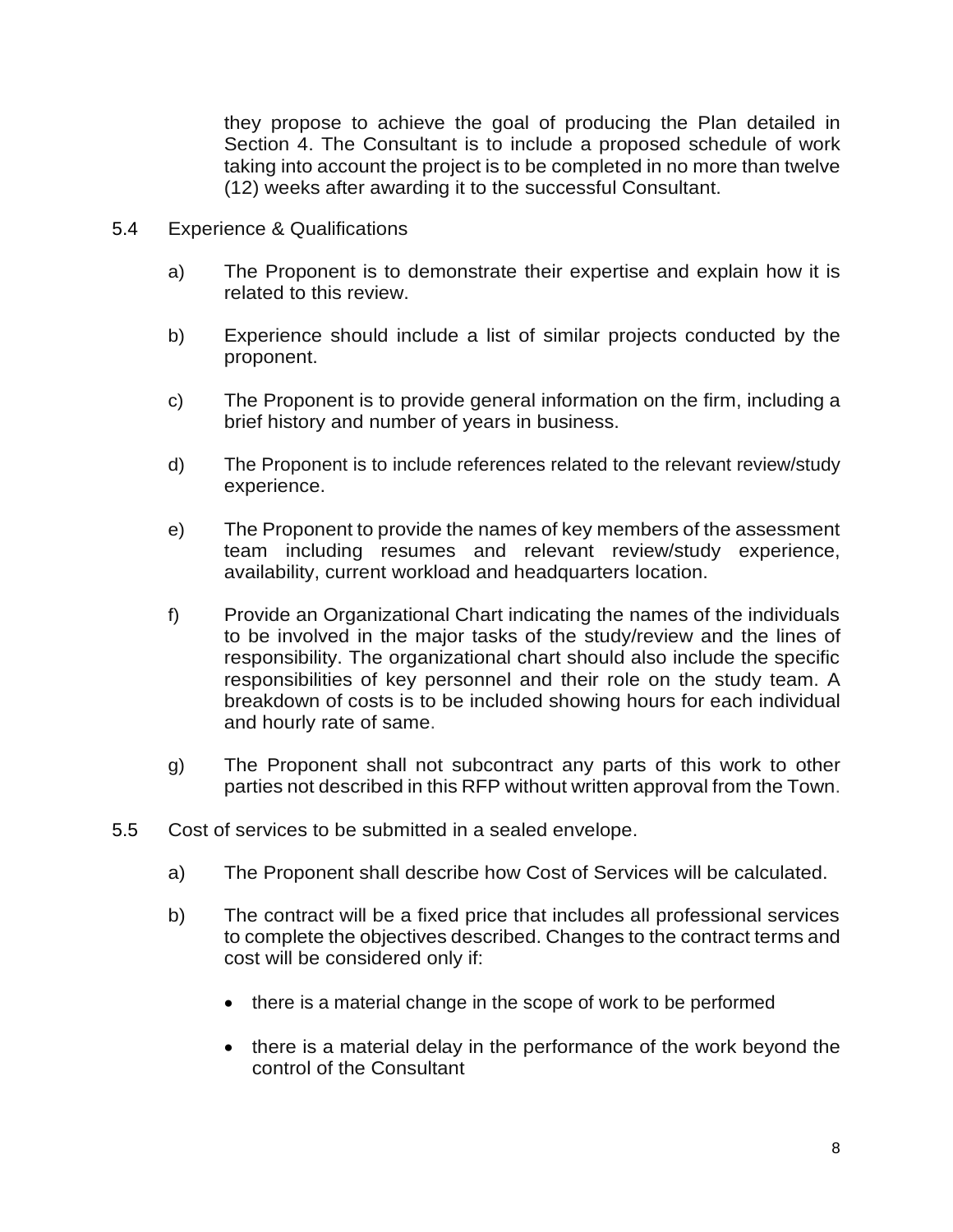they propose to achieve the goal of producing the Plan detailed in Section 4. The Consultant is to include a proposed schedule of work taking into account the project is to be completed in no more than twelve (12) weeks after awarding it to the successful Consultant.

5.4 Experience & Qualifications

a) The Proponent is to demonstrate their expertise and explain how it is related to this review.

b) Experience should include a list of similar projects conducted by the proponent.

c) The Proponent is to provide general information on the firm, including a brief history and number of years in business.

d) The Proponent is to include references related to the relevant review/study experience.

e) The Proponent to provide the names of key members of the assessment team including resumes and relevant review/study experience, availability, current workload and headquarters location.

f) Provide an Organizational Chart indicating the names of the individuals to be involved in the major tasks of the study/review and the lines of responsibility. The organizational chart should also include the specific responsibilities of key personnel and their role on the study team. A breakdown of costs is to be included showing hours for each individual and hourly rate of same.

g) The Proponent shall not subcontract any parts of this work to other parties not described in this RFP without written approval from the Town.

5.5 Cost of services to be submitted in a sealed envelope.

a) The Proponent shall describe how Cost of Services will be calculated.

b) The contract will be a fixed price that includes all professional services to complete the objectives described. Changes to the contract terms and cost will be considered only if:

- there is a material change in the scope of work to be performed
- there is a material delay in the performance of the work beyond the control of the Consultant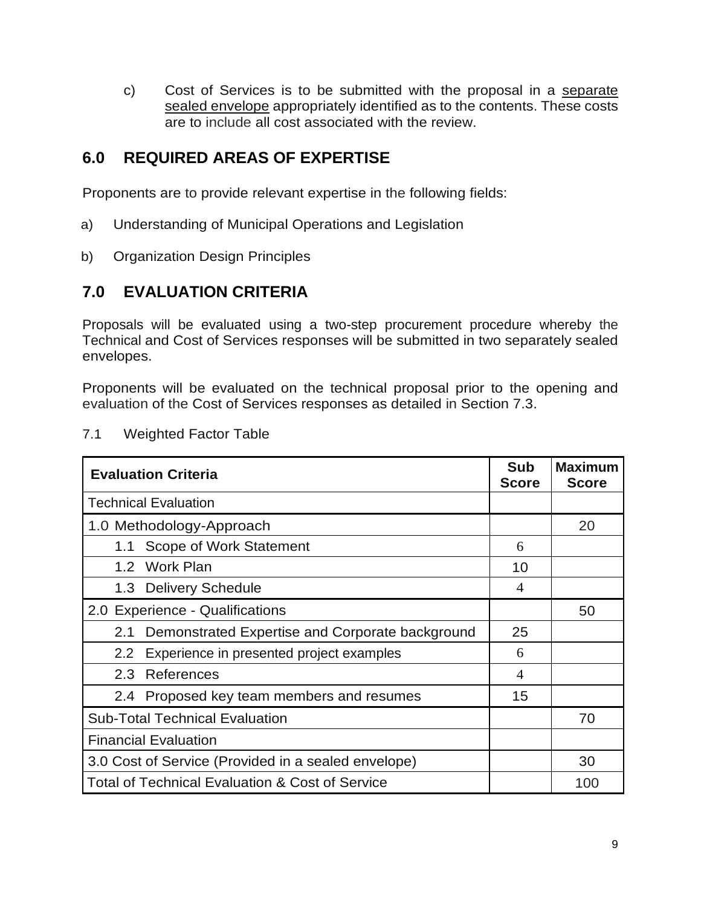c) Cost of Services is to be submitted with the proposal in a separate sealed envelope appropriately identified as to the contents. These costs are to include all cost associated with the review.

## 6.0 REQUIRED AREAS OF EXPERTISE

Proponents are to provide relevant expertise in the following fields:

a) Understanding of Municipal Operations and Legislation

b) Organization Design Principles

## 7.0 EVALUATION CRITERIA

Proposals will be evaluated using a two-step procurement procedure whereby the Technical and Cost of Services responses will be submitted in two separately sealed envelopes.

Proponents will be evaluated on the technical proposal prior to the opening and evaluation of the Cost of Services responses as detailed in Section 7.3.

7.1 Weighted Factor Table

| Evaluation Criteria | Sub Score | Maximum Score |
|---|---|---|
| Technical Evaluation | | |
| 1.0 Methodology-Approach | | 20 |
| 1.1 Scope of Work Statement | 6 | |
| 1.2 Work Plan | 10 | |
| 1.3 Delivery Schedule | 4 | |
| 2.0 Experience - Qualifications | | 50 |
| 2.1 Demonstrated Expertise and Corporate background | 25 | |
| 2.2 Experience in presented project examples | 6 | |
| 2.3 References | 4 | |
| 2.4 Proposed key team members and resumes | 15 | |
| Sub-Total Technical Evaluation | | 70 |
| Financial Evaluation | | |
| 3.0 Cost of Service (Provided in a sealed envelope) | | 30 |
| Total of Technical Evaluation & Cost of Service | | 100 |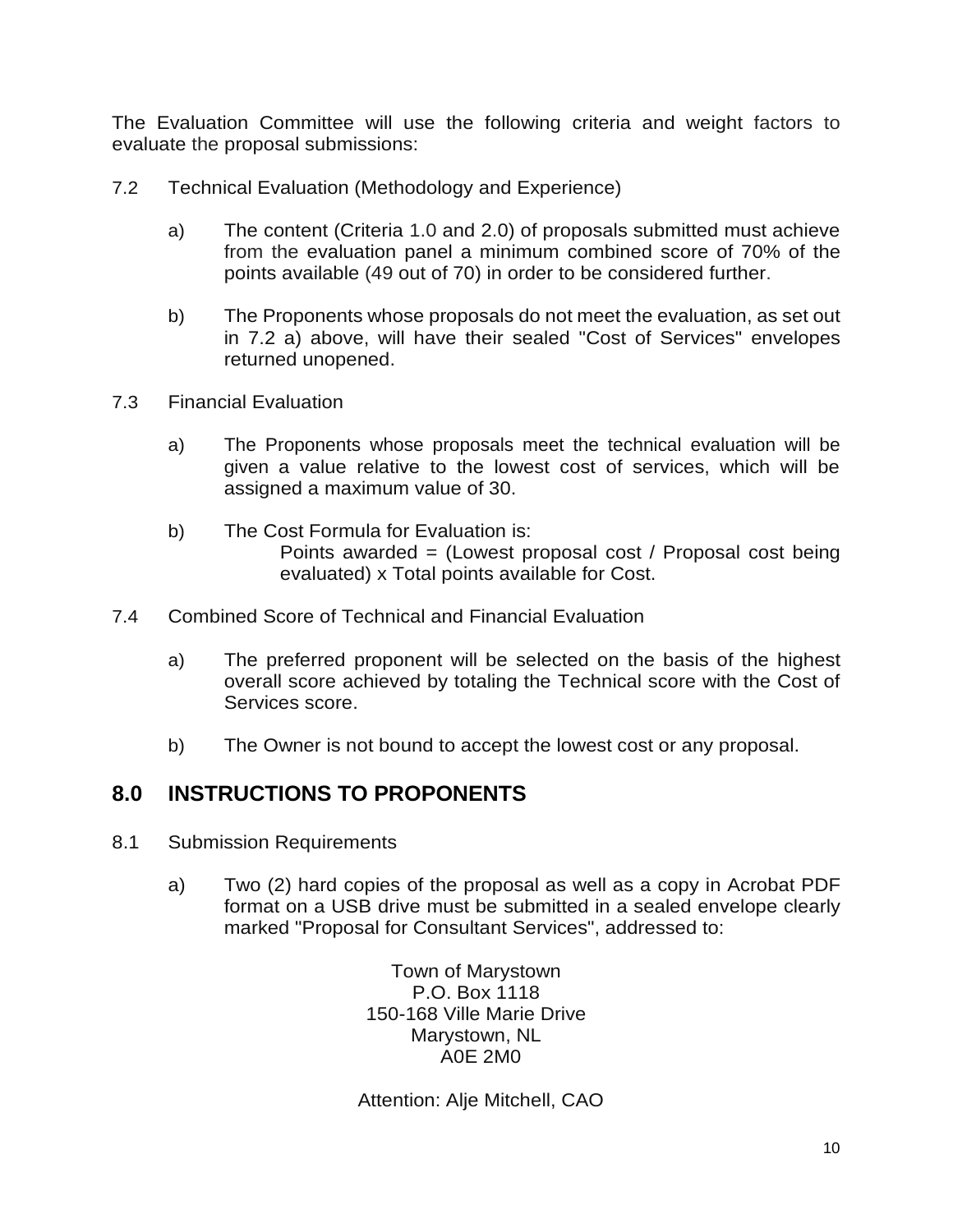The Evaluation Committee will use the following criteria and weight factors to evaluate the proposal submissions:

7.2 Technical Evaluation (Methodology and Experience)

a) The content (Criteria 1.0 and 2.0) of proposals submitted must achieve from the evaluation panel a minimum combined score of 70% of the points available (49 out of 70) in order to be considered further.

b) The Proponents whose proposals do not meet the evaluation, as set out in 7.2 a) above, will have their sealed "Cost of Services" envelopes returned unopened.

7.3 Financial Evaluation

a) The Proponents whose proposals meet the technical evaluation will be given a value relative to the lowest cost of services, which will be assigned a maximum value of 30.

b) The Cost Formula for Evaluation is:
Points awarded = (Lowest proposal cost / Proposal cost being evaluated) x Total points available for Cost.

7.4 Combined Score of Technical and Financial Evaluation

a) The preferred proponent will be selected on the basis of the highest overall score achieved by totaling the Technical score with the Cost of Services score.

b) The Owner is not bound to accept the lowest cost or any proposal.

## 8.0 INSTRUCTIONS TO PROPONENTS

8.1 Submission Requirements

a) Two (2) hard copies of the proposal as well as a copy in Acrobat PDF format on a USB drive must be submitted in a sealed envelope clearly marked "Proposal for Consultant Services", addressed to:

Town of Marystown
P.O. Box 1118
150-168 Ville Marie Drive
Marystown, NL
A0E 2M0

Attention: Alje Mitchell, CAO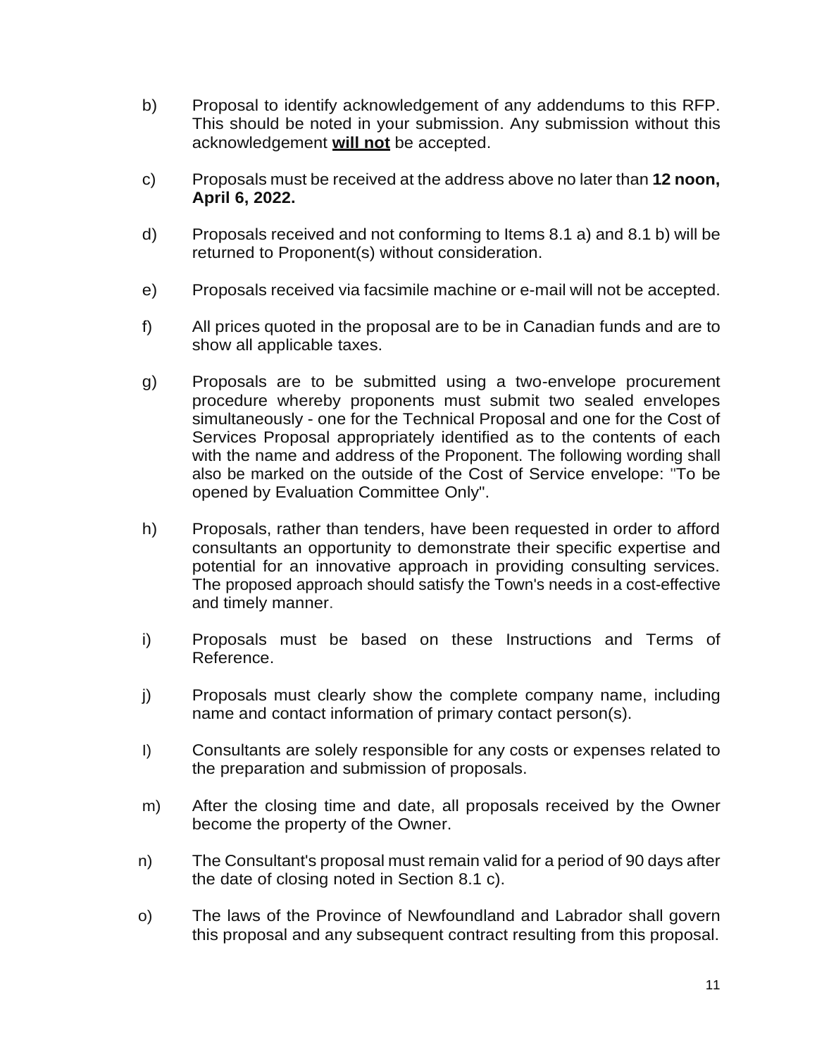b) Proposal to identify acknowledgement of any addendums to this RFP. This should be noted in your submission. Any submission without this acknowledgement **will not** be accepted.

c) Proposals must be received at the address above no later than **12 noon, April 6, 2022.**

d) Proposals received and not conforming to Items 8.1 a) and 8.1 b) will be returned to Proponent(s) without consideration.

e) Proposals received via facsimile machine or e-mail will not be accepted.

f) All prices quoted in the proposal are to be in Canadian funds and are to show all applicable taxes.

g) Proposals are to be submitted using a two-envelope procurement procedure whereby proponents must submit two sealed envelopes simultaneously - one for the Technical Proposal and one for the Cost of Services Proposal appropriately identified as to the contents of each with the name and address of the Proponent. The following wording shall also be marked on the outside of the Cost of Service envelope: "To be opened by Evaluation Committee Only".

h) Proposals, rather than tenders, have been requested in order to afford consultants an opportunity to demonstrate their specific expertise and potential for an innovative approach in providing consulting services. The proposed approach should satisfy the Town's needs in a cost-effective and timely manner.

i) Proposals must be based on these Instructions and Terms of Reference.

j) Proposals must clearly show the complete company name, including name and contact information of primary contact person(s).

l) Consultants are solely responsible for any costs or expenses related to the preparation and submission of proposals.

m) After the closing time and date, all proposals received by the Owner become the property of the Owner.

n) The Consultant's proposal must remain valid for a period of 90 days after the date of closing noted in Section 8.1 c).

o) The laws of the Province of Newfoundland and Labrador shall govern this proposal and any subsequent contract resulting from this proposal.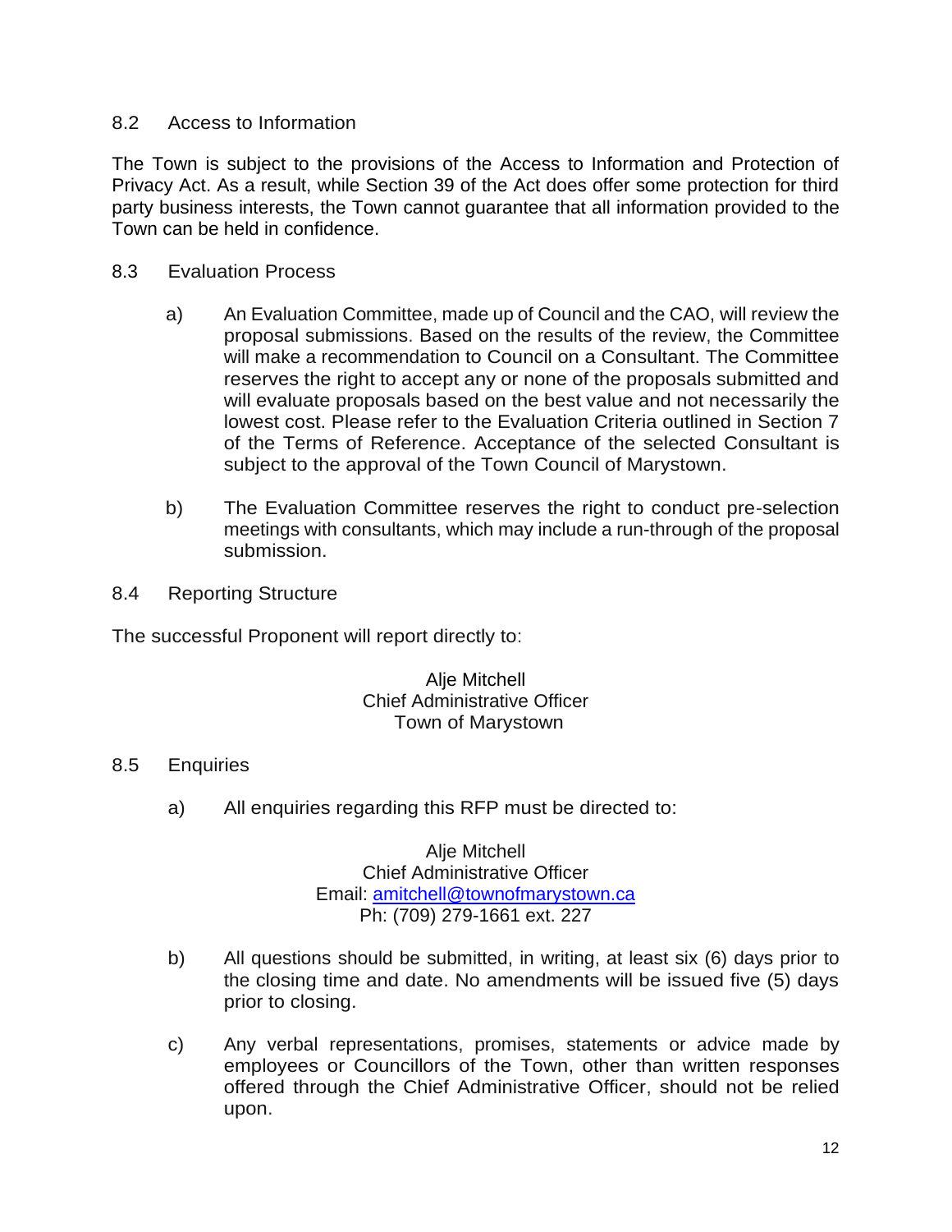## 8.2 Access to Information

The Town is subject to the provisions of the Access to Information and Protection of Privacy Act. As a result, while Section 39 of the Act does offer some protection for third party business interests, the Town cannot guarantee that all information provided to the Town can be held in confidence.

## 8.3 Evaluation Process

a) An Evaluation Committee, made up of Council and the CAO, will review the proposal submissions. Based on the results of the review, the Committee will make a recommendation to Council on a Consultant. The Committee reserves the right to accept any or none of the proposals submitted and will evaluate proposals based on the best value and not necessarily the lowest cost. Please refer to the Evaluation Criteria outlined in Section 7 of the Terms of Reference. Acceptance of the selected Consultant is subject to the approval of the Town Council of Marystown.

b) The Evaluation Committee reserves the right to conduct pre-selection meetings with consultants, which may include a run-through of the proposal submission.

## 8.4 Reporting Structure

The successful Proponent will report directly to:

Alje Mitchell
Chief Administrative Officer
Town of Marystown

## 8.5 Enquiries

a) All enquiries regarding this RFP must be directed to:

Alje Mitchell
Chief Administrative Officer
Email: [amitchell@townofmarystown.ca](mailto:amitchell@townofmarystown.ca)
Ph: (709) 279-1661 ext. 227

b) All questions should be submitted, in writing, at least six (6) days prior to the closing time and date. No amendments will be issued five (5) days prior to closing.

c) Any verbal representations, promises, statements or advice made by employees or Councillors of the Town, other than written responses offered through the Chief Administrative Officer, should not be relied upon.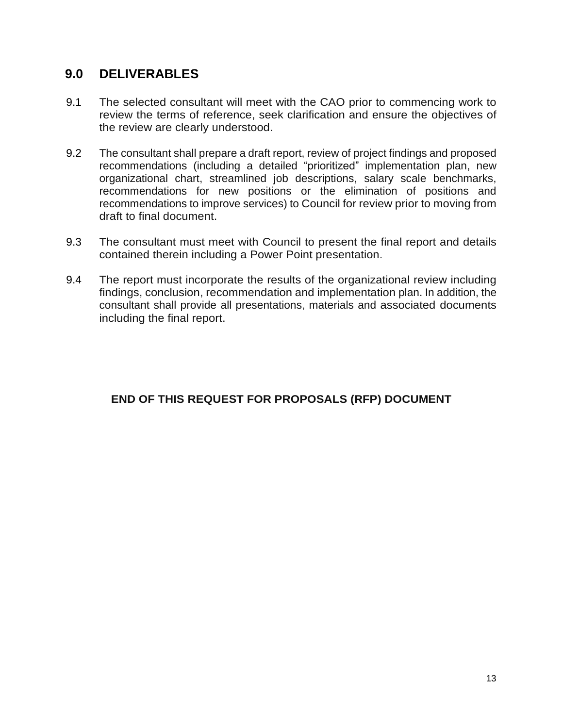## 9.0 DELIVERABLES

9.1 The selected consultant will meet with the CAO prior to commencing work to review the terms of reference, seek clarification and ensure the objectives of the review are clearly understood.

9.2 The consultant shall prepare a draft report, review of project findings and proposed recommendations (including a detailed "prioritized" implementation plan, new organizational chart, streamlined job descriptions, salary scale benchmarks, recommendations for new positions or the elimination of positions and recommendations to improve services) to Council for review prior to moving from draft to final document.

9.3 The consultant must meet with Council to present the final report and details contained therein including a Power Point presentation.

9.4 The report must incorporate the results of the organizational review including findings, conclusion, recommendation and implementation plan. In addition, the consultant shall provide all presentations, materials and associated documents including the final report.

**END OF THIS REQUEST FOR PROPOSALS (RFP) DOCUMENT**